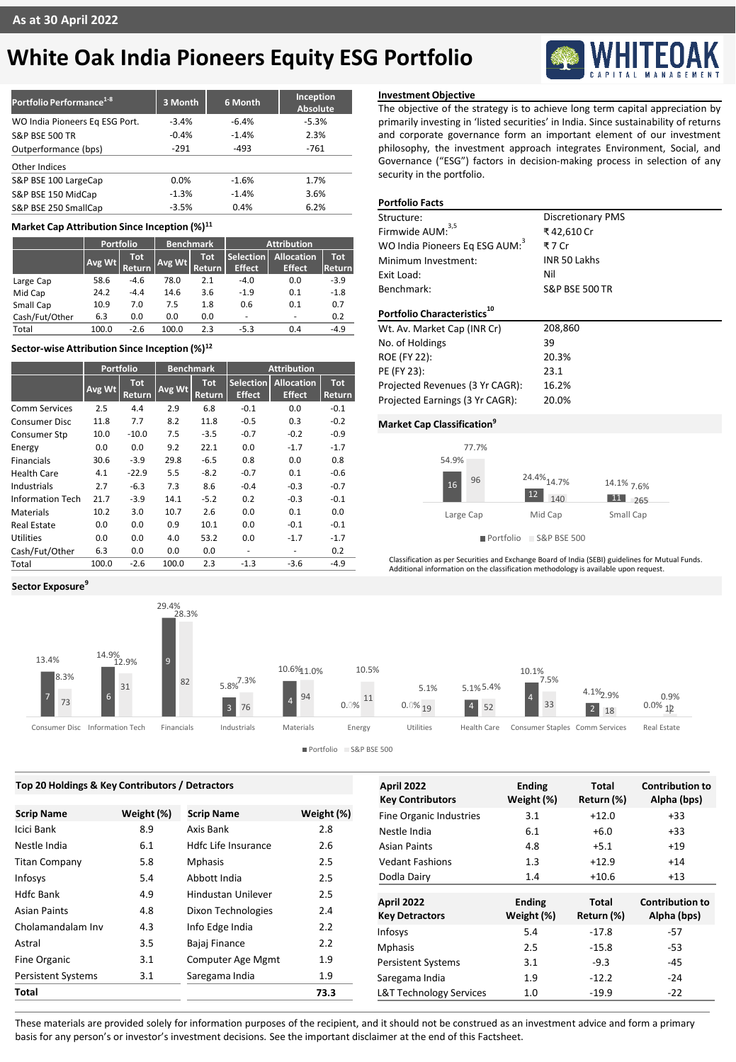As at 30 April 2022

# White Oak India Pioneers Equity ESG Portfolio

| Portfolio Performance[1-8] | 3 Month | 6 Month | Inception Absolute |
|---|---|---|---|
| WO India Pioneers Eq ESG Port. | -3.4% | -6.4% | -5.3% |
| S&P BSE 500 TR | -0.4% | -1.4% | 2.3% |
| Outperformance (bps) | -291 | -493 | -761 |
| Other Indices | | | |
| S&P BSE 100 LargeCap | 0.0% | -1.6% | 1.7% |
| S&P BSE 150 MidCap | -1.3% | -1.4% | 3.6% |
| S&P BSE 250 SmallCap | -3.5% | 0.4% | 6.2% |

### Market Cap Attribution Since Inception (%)[11]

| | Portfolio | | Benchmark | | Attribution | | |
|---|---|---|---|---|---|---|---|
| | Avg Wt | Tot Return | Avg Wt | Tot Return | Selection Effect | Allocation Effect | Tot Return |
| Large Cap | 58.6 | -4.6 | 78.0 | 2.1 | -4.0 | 0.0 | -3.9 |
| Mid Cap | 24.2 | -4.4 | 14.6 | 3.6 | -1.9 | 0.1 | -1.8 |
| Small Cap | 10.9 | 7.0 | 7.5 | 1.8 | 0.6 | 0.1 | 0.7 |
| Cash/Fut/Other | 6.3 | 0.0 | 0.0 | 0.0 | - | - | 0.2 |
| Total | 100.0 | -2.6 | 100.0 | 2.3 | -5.3 | 0.4 | -4.9 |

### Sector-wise Attribution Since Inception (%)[12]

| | Portfolio | | Benchmark | | Attribution | | |
|---|---|---|---|---|---|---|---|
| | Avg Wt | Tot Return | Avg Wt | Tot Return | Selection Effect | Allocation Effect | Tot Return |
| Comm Services | 2.5 | 4.4 | 2.9 | 6.8 | -0.1 | 0.0 | -0.1 |
| Consumer Disc | 11.8 | 7.7 | 8.2 | 11.8 | -0.5 | 0.3 | -0.2 |
| Consumer Stp | 10.0 | -10.0 | 7.5 | -3.5 | -0.7 | -0.2 | -0.9 |
| Energy | 0.0 | 0.0 | 9.2 | 22.1 | 0.0 | -1.7 | -1.7 |
| Financials | 30.6 | -3.9 | 29.8 | -6.5 | 0.8 | 0.0 | 0.8 |
| Health Care | 4.1 | -22.9 | 5.5 | -8.2 | -0.7 | 0.1 | -0.6 |
| Industrials | 2.7 | -6.3 | 7.3 | 8.6 | -0.4 | -0.3 | -0.7 |
| Information Tech | 21.7 | -3.9 | 14.1 | -5.2 | 0.2 | -0.3 | -0.1 |
| Materials | 10.2 | 3.0 | 10.7 | 2.6 | 0.0 | 0.1 | 0.0 |
| Real Estate | 0.0 | 0.0 | 0.9 | 10.1 | 0.0 | -0.1 | -0.1 |
| Utilities | 0.0 | 0.0 | 4.0 | 53.2 | 0.0 | -1.7 | -1.7 |
| Cash/Fut/Other | 6.3 | 0.0 | 0.0 | 0.0 | - | - | 0.2 |
| Total | 100.0 | -2.6 | 100.0 | 2.3 | -1.3 | -3.6 | -4.9 |

### Investment Objective

The objective of the strategy is to achieve long term capital appreciation by primarily investing in 'listed securities' in India. Since sustainability of returns and corporate governance form an important element of our investment philosophy, the investment approach integrates Environment, Social, and Governance ("ESG") factors in decision-making process in selection of any security in the portfolio.

### Portfolio Facts

| | |
|---|---|
| Structure: | Discretionary PMS |
| Firmwide AUM:[3,5] | ₹ 42,610 Cr |
| WO India Pioneers Eq ESG AUM:[3] | ₹ 7 Cr |
| Minimum Investment: | INR 50 Lakhs |
| Exit Load: | Nil |
| Benchmark: | S&P BSE 500 TR |

### Portfolio Characteristics[10]

| | |
|---|---|
| Wt. Av. Market Cap (INR Cr) | 208,860 |
| No. of Holdings | 39 |
| ROE (FY 22): | 20.3% |
| PE (FY 23): | 23.1 |
| Projected Revenues (3 Yr CAGR): | 16.2% |
| Projected Earnings (3 Yr CAGR): | 20.0% |

### Market Cap Classification[9]

| | Portfolio | S&P BSE 500 |
|---|---|---|
| Large Cap | 54.9% (16) | 77.7% (96) |
| Mid Cap | 24.4% (12) | 14.7% (140) |
| Small Cap | 14.1% (11) | 7.6% (265) |

Classification as per Securities and Exchange Board of India (SEBI) guidelines for Mutual Funds. Additional information on the classification methodology is available upon request.

### Sector Exposure[9]

| | Portfolio | S&P BSE 500 |
|---|---|---|
| Consumer Disc | 13.4% (7) | 8.3% (73) |
| Information Tech | 14.9% (6) | 12.9% (31) |
| Financials | 29.4% (9) | 28.3% (82) |
| Industrials | 5.8% (3) | 7.3% (76) |
| Materials | 10.6% (4) | 11.0% (94) |
| Energy | 0.0% | 10.5% (11) |
| Utilities | 0.0% | 5.1% (19) |
| Health Care | 5.1% (4) | 5.4% (52) |
| Consumer Staples | 10.1% (4) | 7.5% (33) |
| Comm Services | 4.1% (2) | 2.9% (18) |
| Real Estate | 0.0% | 0.9% (12) |

### Top 20 Holdings & Key Contributors / Detractors

| Scrip Name | Weight (%) | Scrip Name | Weight (%) |
|---|---|---|---|
| Icici Bank | 8.9 | Axis Bank | 2.8 |
| Nestle India | 6.1 | Hdfc Life Insurance | 2.6 |
| Titan Company | 5.8 | Mphasis | 2.5 |
| Infosys | 5.4 | Abbott India | 2.5 |
| Hdfc Bank | 4.9 | Hindustan Unilever | 2.5 |
| Asian Paints | 4.8 | Dixon Technologies | 2.4 |
| Cholamandalam Inv | 4.3 | Info Edge India | 2.2 |
| Astral | 3.5 | Bajaj Finance | 2.2 |
| Fine Organic | 3.1 | Computer Age Mgmt | 1.9 |
| Persistent Systems | 3.1 | Saregama India | 1.9 |
| **Total** | | | **73.3** |

| April 2022 Key Contributors | Ending Weight (%) | Total Return (%) | Contribution to Alpha (bps) |
|---|---|---|---|
| Fine Organic Industries | 3.1 | +12.0 | +33 |
| Nestle India | 6.1 | +6.0 | +33 |
| Asian Paints | 4.8 | +5.1 | +19 |
| Vedant Fashions | 1.3 | +12.9 | +14 |
| Dodla Dairy | 1.4 | +10.6 | +13 |

| April 2022 Key Detractors | Ending Weight (%) | Total Return (%) | Contribution to Alpha (bps) |
|---|---|---|---|
| Infosys | 5.4 | -17.8 | -57 |
| Mphasis | 2.5 | -15.8 | -53 |
| Persistent Systems | 3.1 | -9.3 | -45 |
| Saregama India | 1.9 | -12.2 | -24 |
| L&T Technology Services | 1.0 | -19.9 | -22 |

These materials are provided solely for information purposes of the recipient, and it should not be construed as an investment advice and form a primary basis for any person's or investor's investment decisions. See the important disclaimer at the end of this Factsheet.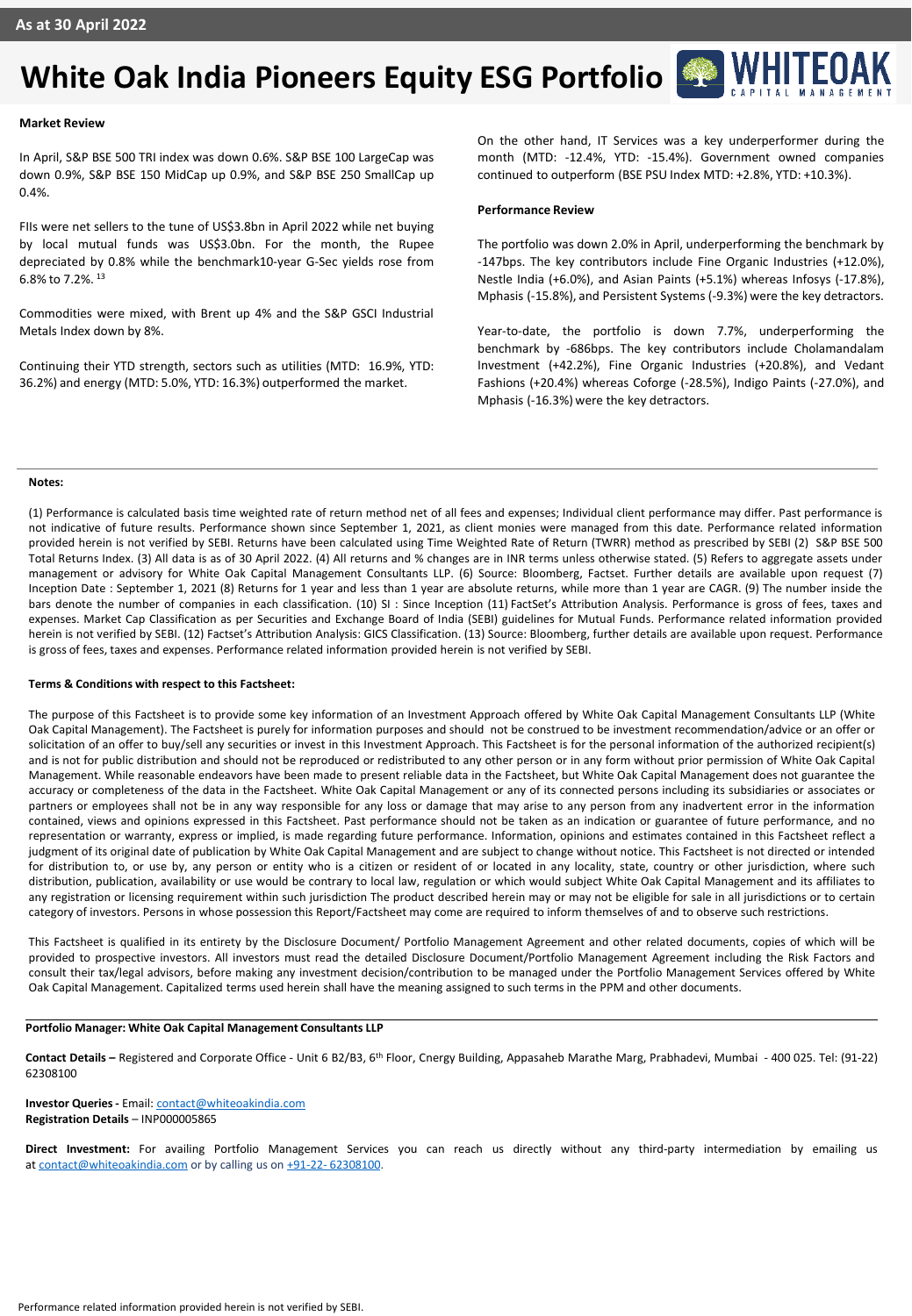As at 30 April 2022

# White Oak India Pioneers Equity ESG Portfolio

### Market Review

In April, S&P BSE 500 TRI index was down 0.6%. S&P BSE 100 LargeCap was down 0.9%, S&P BSE 150 MidCap up 0.9%, and S&P BSE 250 SmallCap up 0.4%.

FIIs were net sellers to the tune of US$3.8bn in April 2022 while net buying by local mutual funds was US$3.0bn. For the month, the Rupee depreciated by 0.8% while the benchmark10-year G-Sec yields rose from 6.8% to 7.2%. [13]

Commodities were mixed, with Brent up 4% and the S&P GSCI Industrial Metals Index down by 8%.

Continuing their YTD strength, sectors such as utilities (MTD: 16.9%, YTD: 36.2%) and energy (MTD: 5.0%, YTD: 16.3%) outperformed the market.

On the other hand, IT Services was a key underperformer during the month (MTD: -12.4%, YTD: -15.4%). Government owned companies continued to outperform (BSE PSU Index MTD: +2.8%, YTD: +10.3%).

### Performance Review

The portfolio was down 2.0% in April, underperforming the benchmark by -147bps. The key contributors include Fine Organic Industries (+12.0%), Nestle India (+6.0%), and Asian Paints (+5.1%) whereas Infosys (-17.8%), Mphasis (-15.8%), and Persistent Systems (-9.3%) were the key detractors.

Year-to-date, the portfolio is down 7.7%, underperforming the benchmark by -686bps. The key contributors include Cholamandalam Investment (+42.2%), Fine Organic Industries (+20.8%), and Vedant Fashions (+20.4%) whereas Coforge (-28.5%), Indigo Paints (-27.0%), and Mphasis (-16.3%) were the key detractors.

### Notes:

(1) Performance is calculated basis time weighted rate of return method net of all fees and expenses; Individual client performance may differ. Past performance is not indicative of future results. Performance shown since September 1, 2021, as client monies were managed from this date. Performance related information provided herein is not verified by SEBI. Returns have been calculated using Time Weighted Rate of Return (TWRR) method as prescribed by SEBI (2) S&P BSE 500 Total Returns Index. (3) All data is as of 30 April 2022. (4) All returns and % changes are in INR terms unless otherwise stated. (5) Refers to aggregate assets under management or advisory for White Oak Capital Management Consultants LLP. (6) Source: Bloomberg, Factset. Further details are available upon request (7) Inception Date : September 1, 2021 (8) Returns for 1 year and less than 1 year are absolute returns, while more than 1 year are CAGR. (9) The number inside the bars denote the number of companies in each classification. (10) SI : Since Inception (11) FactSet's Attribution Analysis. Performance is gross of fees, taxes and expenses. Market Cap Classification as per Securities and Exchange Board of India (SEBI) guidelines for Mutual Funds. Performance related information provided herein is not verified by SEBI. (12) Factset's Attribution Analysis: GICS Classification. (13) Source: Bloomberg, further details are available upon request. Performance is gross of fees, taxes and expenses. Performance related information provided herein is not verified by SEBI.

### Terms & Conditions with respect to this Factsheet:

The purpose of this Factsheet is to provide some key information of an Investment Approach offered by White Oak Capital Management Consultants LLP (White Oak Capital Management). The Factsheet is purely for information purposes and should not be construed to be investment recommendation/advice or an offer or solicitation of an offer to buy/sell any securities or invest in this Investment Approach. This Factsheet is for the personal information of the authorized recipient(s) and is not for public distribution and should not be reproduced or redistributed to any other person or in any form without prior permission of White Oak Capital Management. While reasonable endeavors have been made to present reliable data in the Factsheet, but White Oak Capital Management does not guarantee the accuracy or completeness of the data in the Factsheet. White Oak Capital Management or any of its connected persons including its subsidiaries or associates or partners or employees shall not be in any way responsible for any loss or damage that may arise to any person from any inadvertent error in the information contained, views and opinions expressed in this Factsheet. Past performance should not be taken as an indication or guarantee of future performance, and no representation or warranty, express or implied, is made regarding future performance. Information, opinions and estimates contained in this Factsheet reflect a judgment of its original date of publication by White Oak Capital Management and are subject to change without notice. This Factsheet is not directed or intended for distribution to, or use by, any person or entity who is a citizen or resident of or located in any locality, state, country or other jurisdiction, where such distribution, publication, availability or use would be contrary to local law, regulation or which would subject White Oak Capital Management and its affiliates to any registration or licensing requirement within such jurisdiction The product described herein may or may not be eligible for sale in all jurisdictions or to certain category of investors. Persons in whose possession this Report/Factsheet may come are required to inform themselves of and to observe such restrictions.

This Factsheet is qualified in its entirety by the Disclosure Document/ Portfolio Management Agreement and other related documents, copies of which will be provided to prospective investors. All investors must read the detailed Disclosure Document/Portfolio Management Agreement including the Risk Factors and consult their tax/legal advisors, before making any investment decision/contribution to be managed under the Portfolio Management Services offered by White Oak Capital Management. Capitalized terms used herein shall have the meaning assigned to such terms in the PPM and other documents.

**Portfolio Manager: White Oak Capital Management Consultants LLP**

**Contact Details –** Registered and Corporate Office - Unit 6 B2/B3, 6th Floor, Cnergy Building, Appasaheb Marathe Marg, Prabhadevi, Mumbai - 400 025. Tel: (91-22) 62308100

**Investor Queries -** Email: contact@whiteoakindia.com
**Registration Details** – INP000005865

**Direct Investment:** For availing Portfolio Management Services you can reach us directly without any third-party intermediation by emailing us at contact@whiteoakindia.com or by calling us on +91-22- 62308100.

Performance related information provided herein is not verified by SEBI.